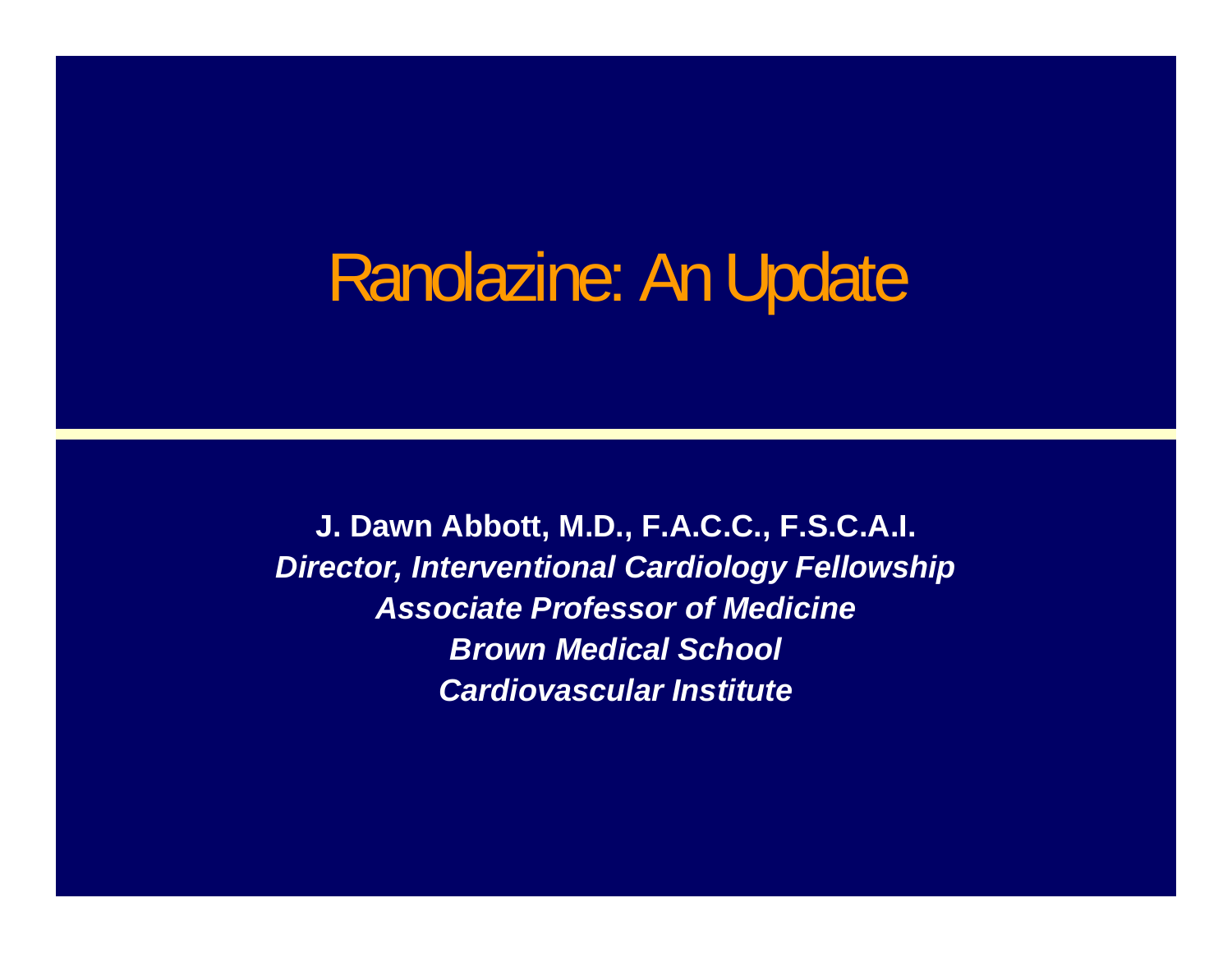# Ranolazine: An Update

**J. Dawn Abbott, M.D., F.A.C.C., F.S.C.A.I.**

***Director, Interventional Cardiology Fellowship***

***Associate Professor of Medicine***

***Brown Medical School***

***Cardiovascular Institute***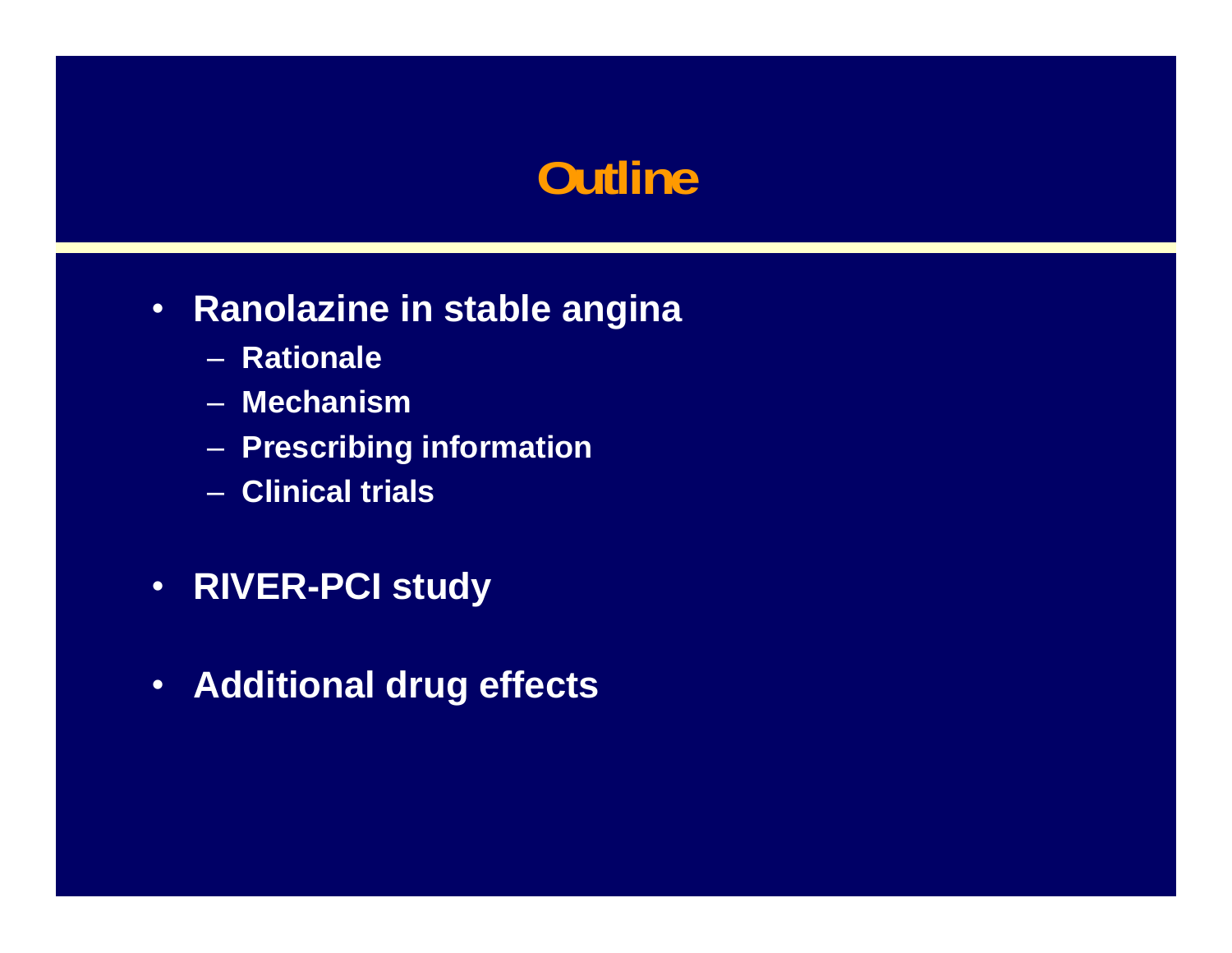# Outline

- **Ranolazine in stable angina**
  - **Rationale**
  - **Mechanism**
  - **Prescribing information**
  - **Clinical trials**
- **RIVER-PCI study**
- **Additional drug effects**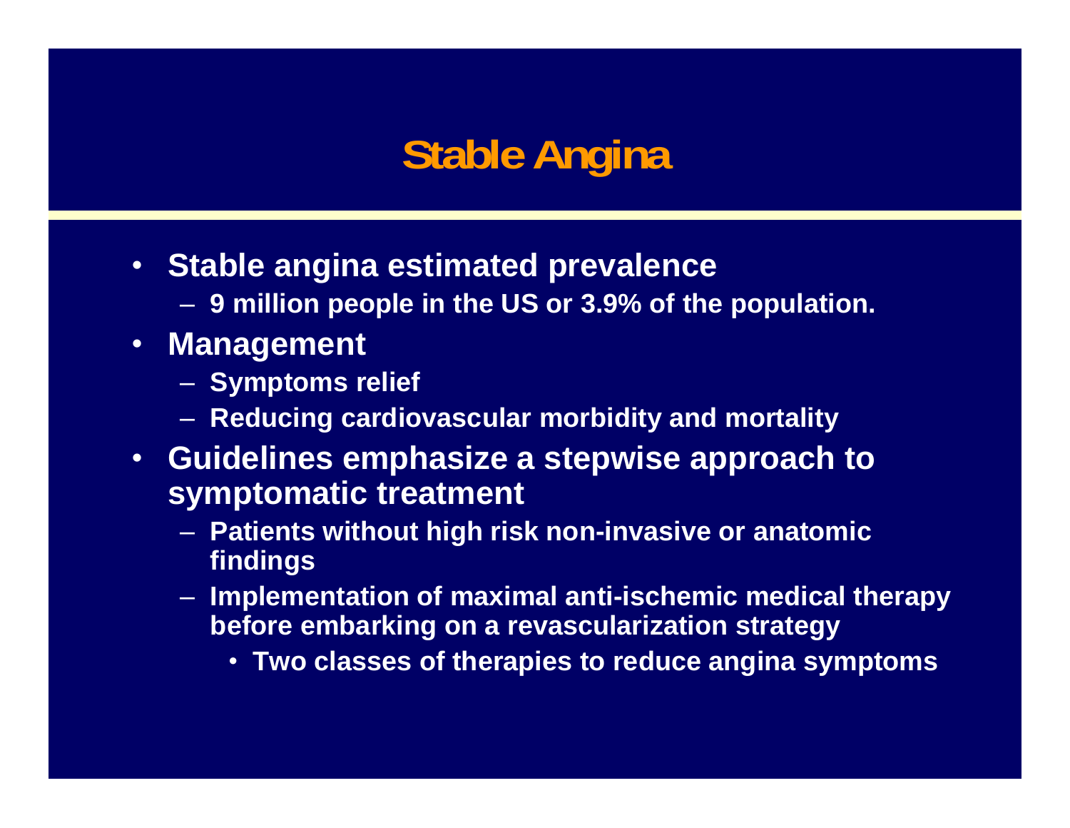# Stable Angina

- **Stable angina estimated prevalence**
  - **9 million people in the US or 3.9% of the population.**
- **Management**
  - **Symptoms relief**
  - **Reducing cardiovascular morbidity and mortality**
- **Guidelines emphasize a stepwise approach to symptomatic treatment**
  - **Patients without high risk non-invasive or anatomic findings**
  - **Implementation of maximal anti-ischemic medical therapy before embarking on a revascularization strategy**
    - **Two classes of therapies to reduce angina symptoms**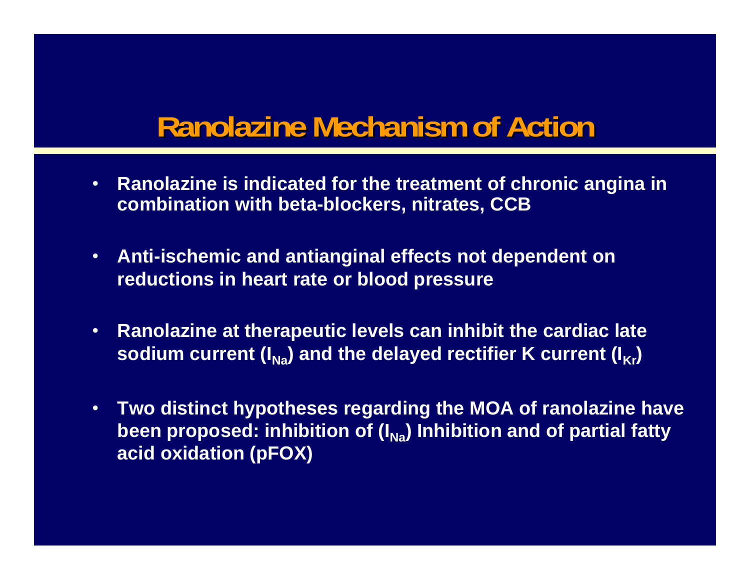# Ranolazine Mechanism of Action

- **Ranolazine is indicated for the treatment of chronic angina in combination with beta-blockers, nitrates, CCB**
- **Anti-ischemic and antianginal effects not dependent on reductions in heart rate or blood pressure**
- **Ranolazine at therapeutic levels can inhibit the cardiac late sodium current ($I_{Na}$) and the delayed rectifier K current ($I_{Kr}$)**
- **Two distinct hypotheses regarding the MOA of ranolazine have been proposed: inhibition of ($I_{Na}$) Inhibition and of partial fatty acid oxidation (pFOX)**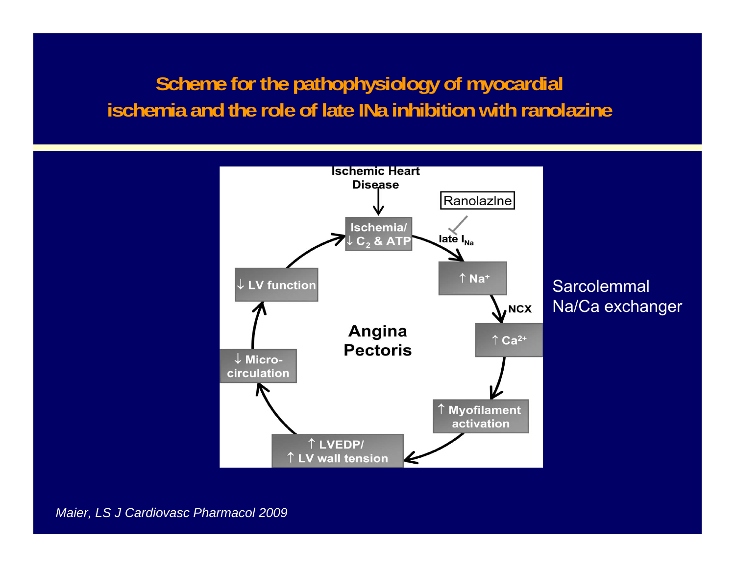# Scheme for the pathophysiology of myocardial ischemia and the role of late INa inhibition with ranolazine

Ischemic Heart Disease

Ranolazine

Ischemia/ ↓ $O_2$ & ATP

late $I_{Na}$

↑ $Na^+$

NCX

↑ $Ca^{2+}$

↑ Myofilament activation

↑ LVEDP/ ↑ LV wall tension

↓ Micro-circulation

↓ LV function

Angina Pectoris

Sarcolemmal Na/Ca exchanger

*Maier, LS J Cardiovasc Pharmacol 2009*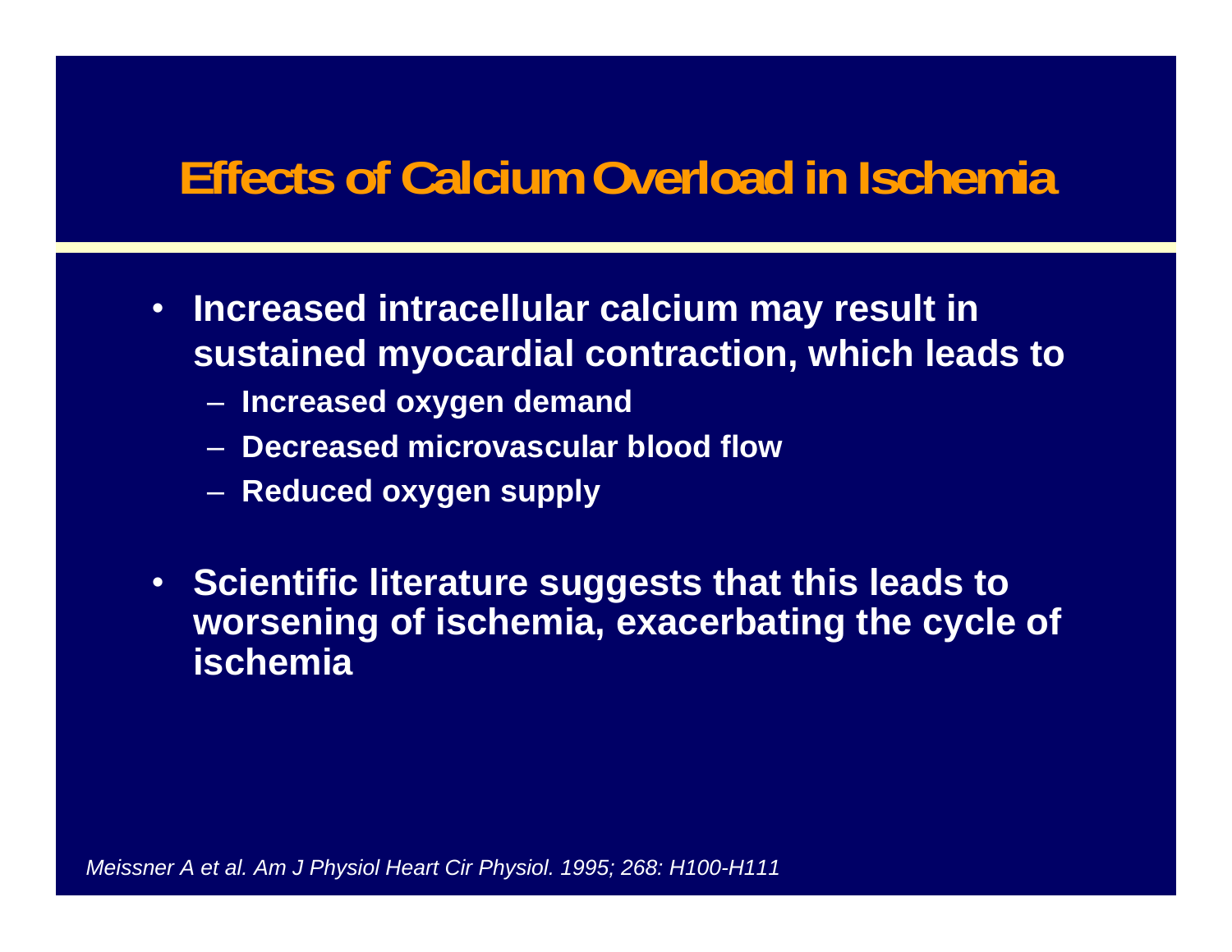# Effects of Calcium Overload in Ischemia

- **Increased intracellular calcium may result in sustained myocardial contraction, which leads to**
  - **Increased oxygen demand**
  - **Decreased microvascular blood flow**
  - **Reduced oxygen supply**
- **Scientific literature suggests that this leads to worsening of ischemia, exacerbating the cycle of ischemia**

*Meissner A et al. Am J Physiol Heart Cir Physiol. 1995; 268: H100-H111*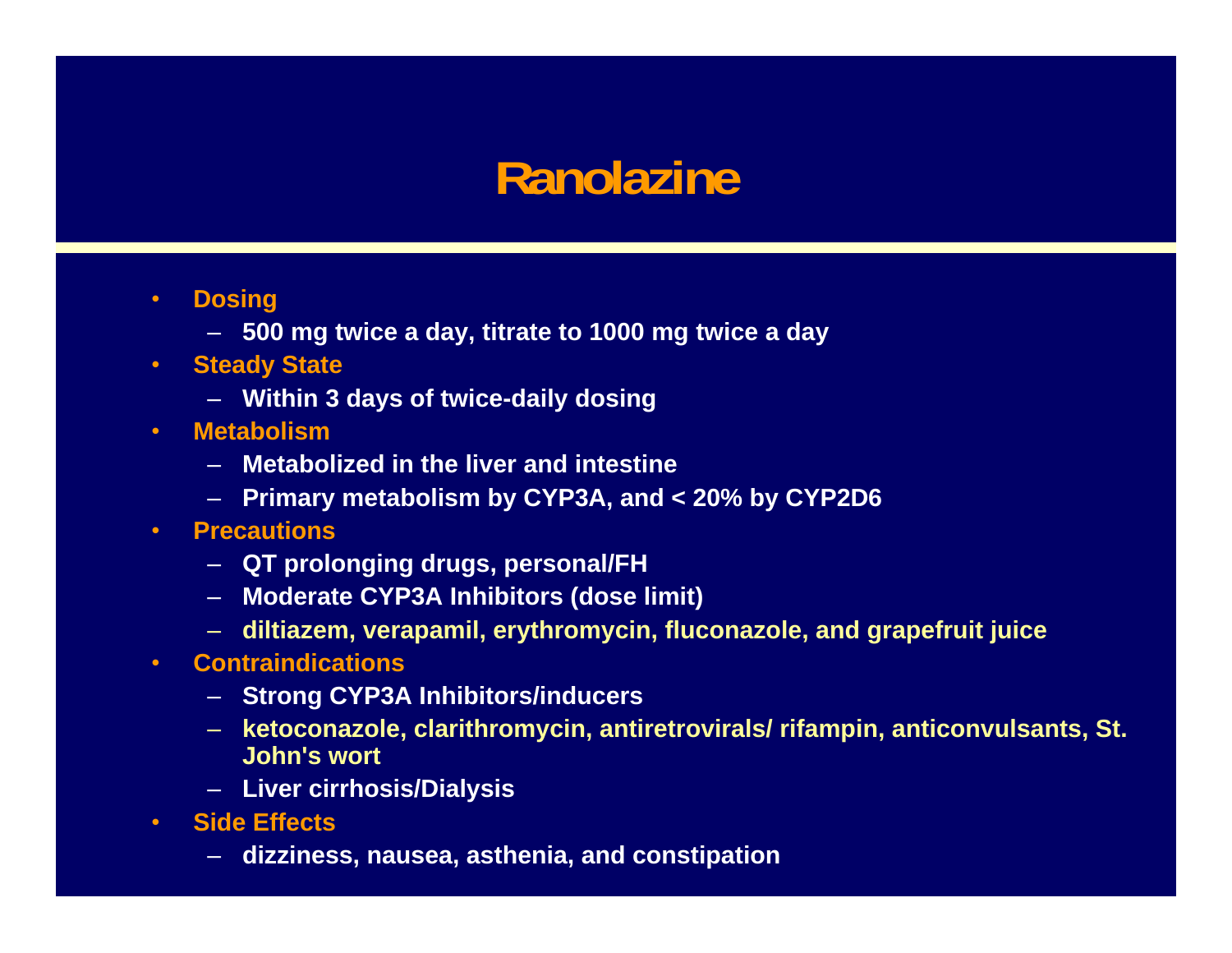# Ranolazine

- **Dosing**
  - 500 mg twice a day, titrate to 1000 mg twice a day
- **Steady State**
  - Within 3 days of twice-daily dosing
- **Metabolism**
  - Metabolized in the liver and intestine
  - Primary metabolism by CYP3A, and < 20% by CYP2D6
- **Precautions**
  - QT prolonging drugs, personal/FH
  - Moderate CYP3A Inhibitors (dose limit)
  - diltiazem, verapamil, erythromycin, fluconazole, and grapefruit juice
- **Contraindications**
  - Strong CYP3A Inhibitors/inducers
  - ketoconazole, clarithromycin, antiretrovirals/ rifampin, anticonvulsants, St. John's wort
  - Liver cirrhosis/Dialysis
- **Side Effects**
  - dizziness, nausea, asthenia, and constipation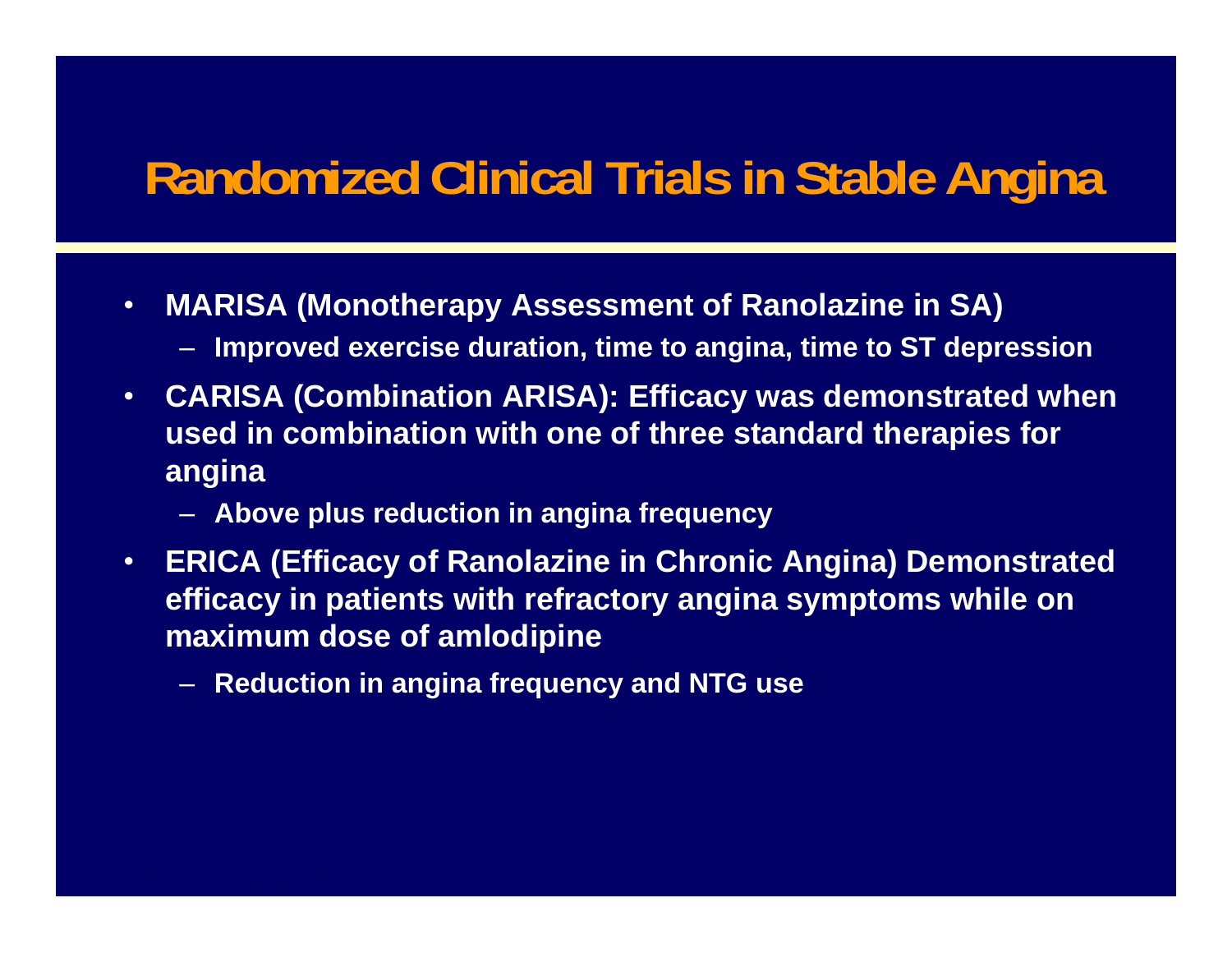# Randomized Clinical Trials in Stable Angina

- **MARISA (Monotherapy Assessment of Ranolazine in SA)**
  - **Improved exercise duration, time to angina, time to ST depression**
- **CARISA (Combination ARISA): Efficacy was demonstrated when used in combination with one of three standard therapies for angina**
  - **Above plus reduction in angina frequency**
- **ERICA (Efficacy of Ranolazine in Chronic Angina) Demonstrated efficacy in patients with refractory angina symptoms while on maximum dose of amlodipine**
  - **Reduction in angina frequency and NTG use**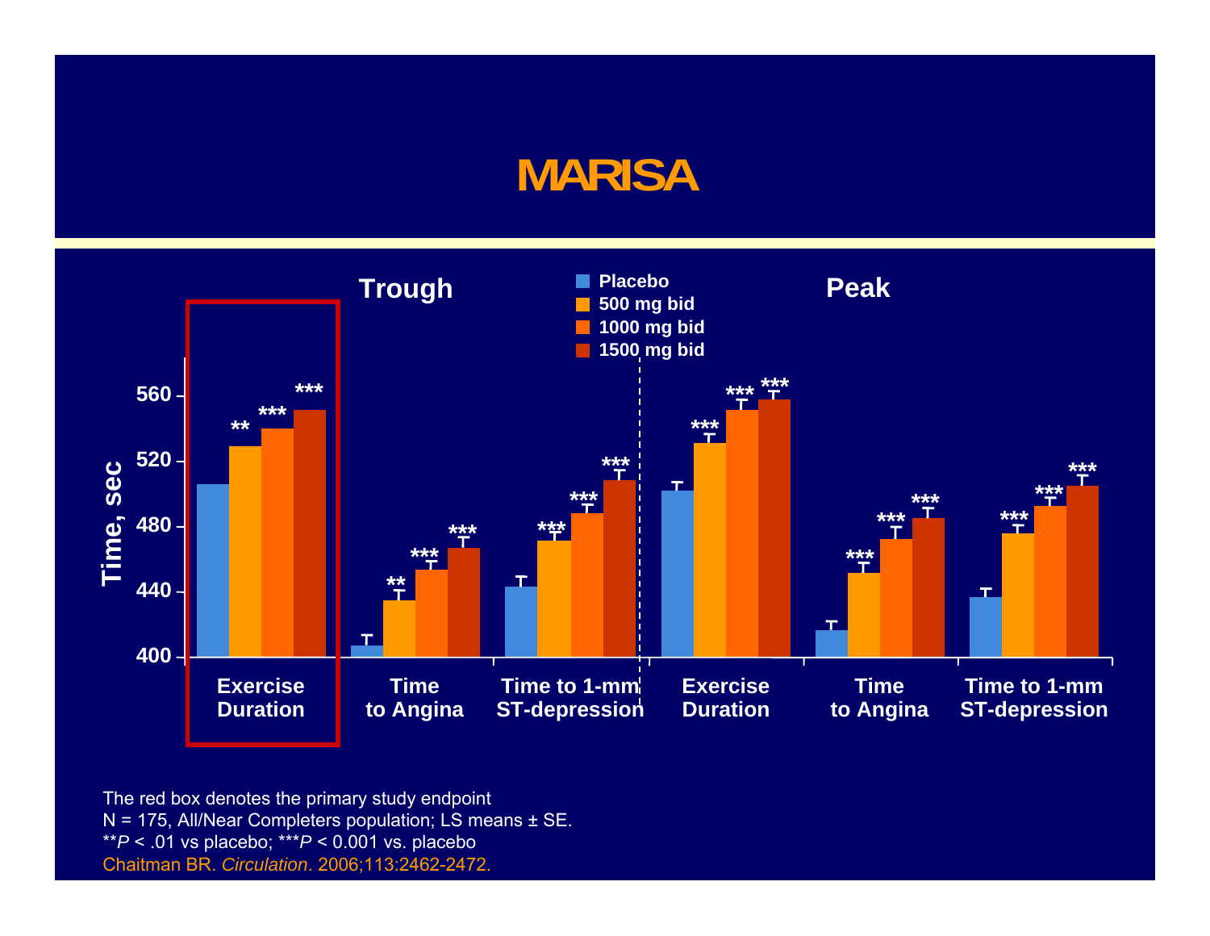# MARISA

**Trough** | **Peak**

- Placebo
- 500 mg bid
- 1000 mg bid
- 1500 mg bid

Time, sec

560
520
480
440
400

Exercise Duration | Time to Angina | Time to 1-mm ST-depression | Exercise Duration | Time to Angina | Time to 1-mm ST-depression

The red box denotes the primary study endpoint
N = 175, All/Near Completers population; LS means ± SE.
**$P$ < .01 vs placebo; ***$P$ < 0.001 vs. placebo
Chaitman BR. *Circulation*. 2006;113:2462-2472.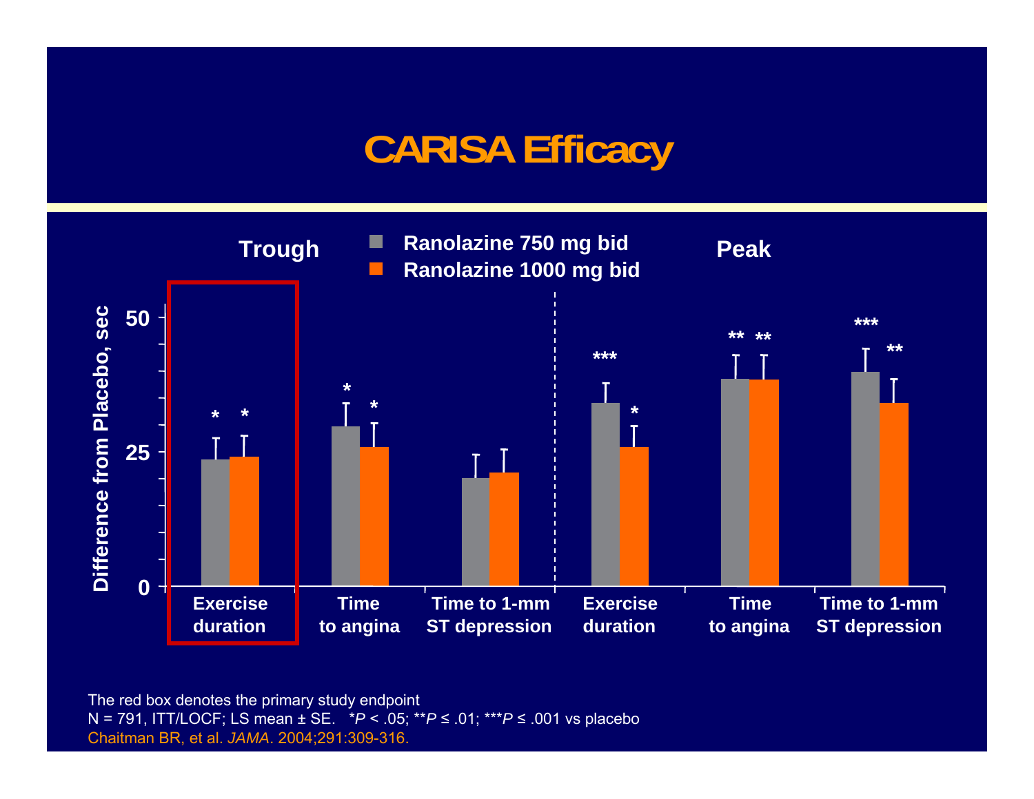# CARISA Efficacy

**Trough** | **Peak**

- Ranolazine 750 mg bid
- Ranolazine 1000 mg bid

Difference from Placebo, sec

| | Exercise duration (Trough) | Time to angina (Trough) | Time to 1-mm ST depression (Trough) | Exercise duration (Peak) | Time to angina (Peak) | Time to 1-mm ST depression (Peak) |
|---|---|---|---|---|---|---|
| Ranolazine 750 mg bid | * | * | | *** | ** | *** |
| Ranolazine 1000 mg bid | * | * | | * | ** | ** |

The red box denotes the primary study endpoint

N = 791, ITT/LOCF; LS mean ± SE. *$P < .05$; **$P \leq .01$; ***$P \leq .001$ vs placebo

Chaitman BR, et al. *JAMA*. 2004;291:309-316.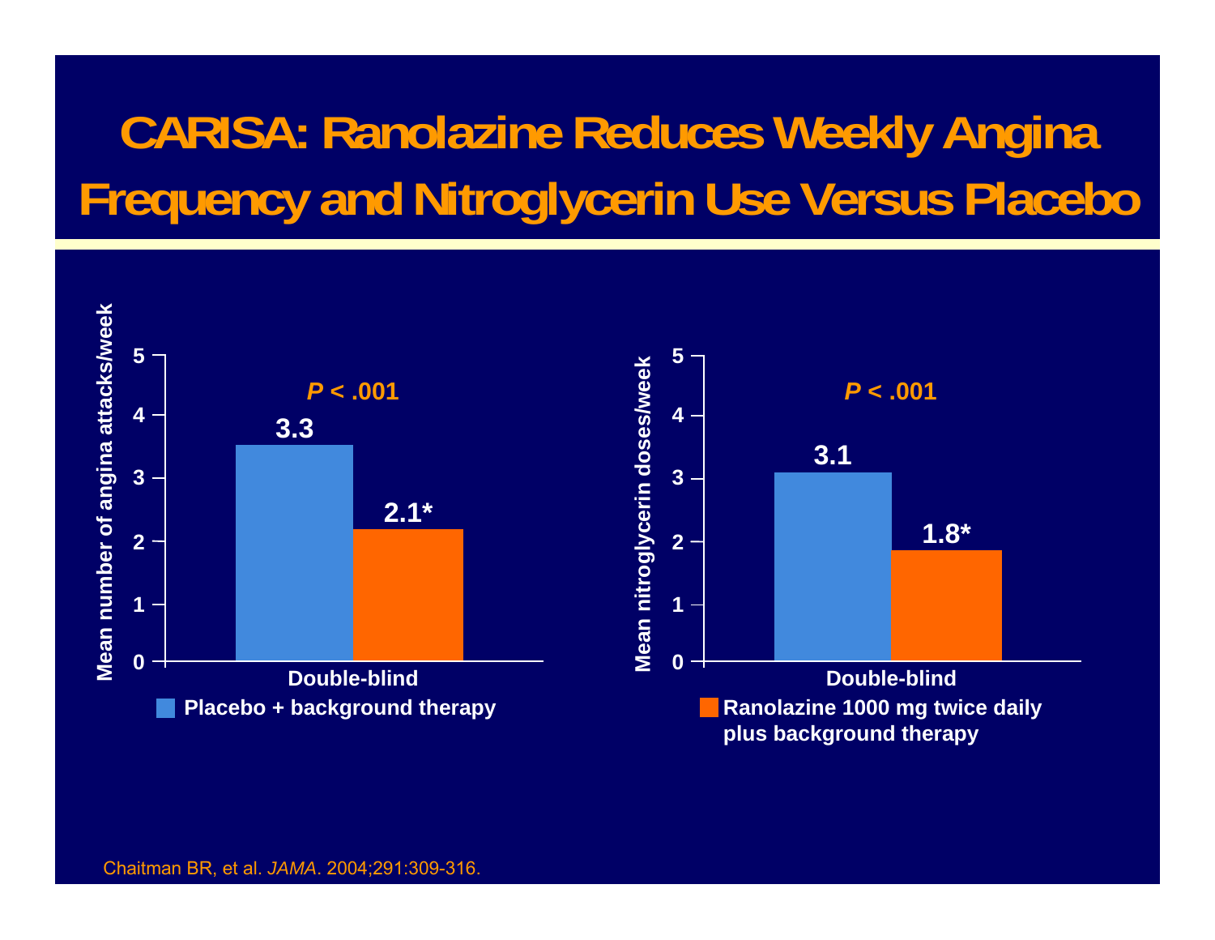# CARISA: Ranolazine Reduces Weekly Angina Frequency and Nitroglycerin Use Versus Placebo

| Double-blind | Mean number of angina attacks/week | Mean nitroglycerin doses/week |
|---|---|---|
| Placebo + background therapy | 3.3 | 3.1 |
| Ranolazine 1000 mg twice daily plus background therapy | 2.1* | 1.8* |
| | *P* < .001 | *P* < .001 |

Chaitman BR, et al. *JAMA*. 2004;291:309-316.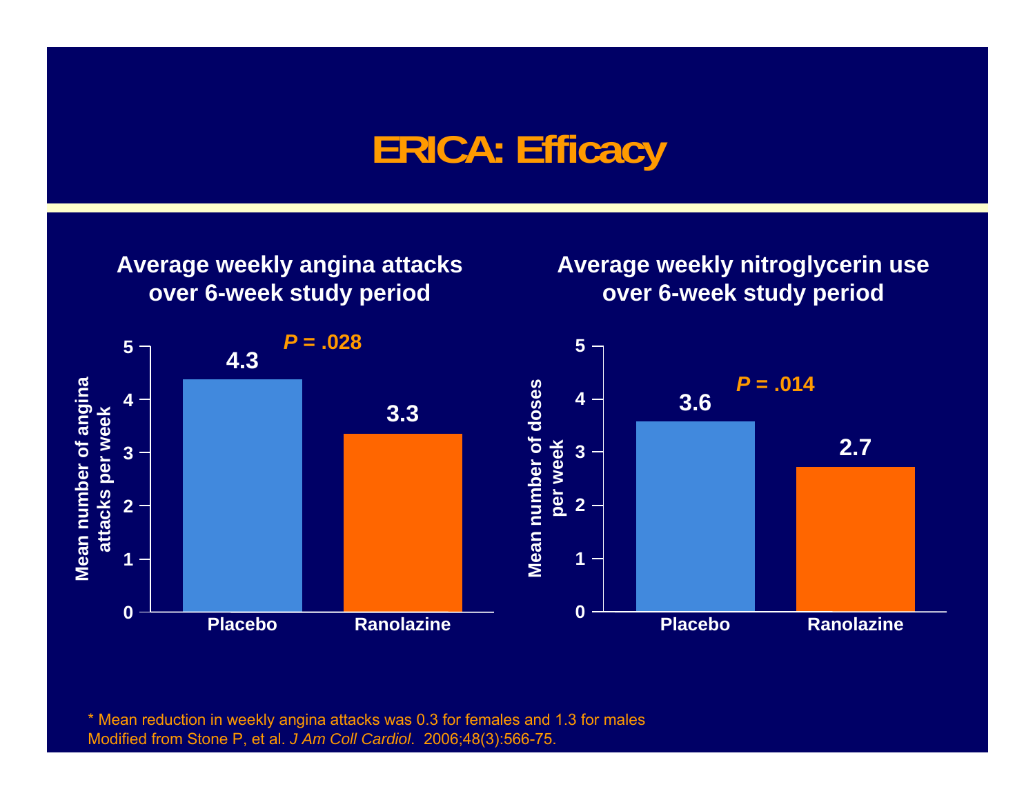# ERICA: Efficacy

### Average weekly angina attacks over 6-week study period

| | Mean number of angina attacks per week |
|---|---|
| Placebo | 4.3 |
| Ranolazine | 3.3 |

*P* = .028

### Average weekly nitroglycerin use over 6-week study period

| | Mean number of doses per week |
|---|---|
| Placebo | 3.6 |
| Ranolazine | 2.7 |

*P* = .014

\* Mean reduction in weekly angina attacks was 0.3 for females and 1.3 for males
Modified from Stone P, et al. *J Am Coll Cardiol*. 2006;48(3):566-75.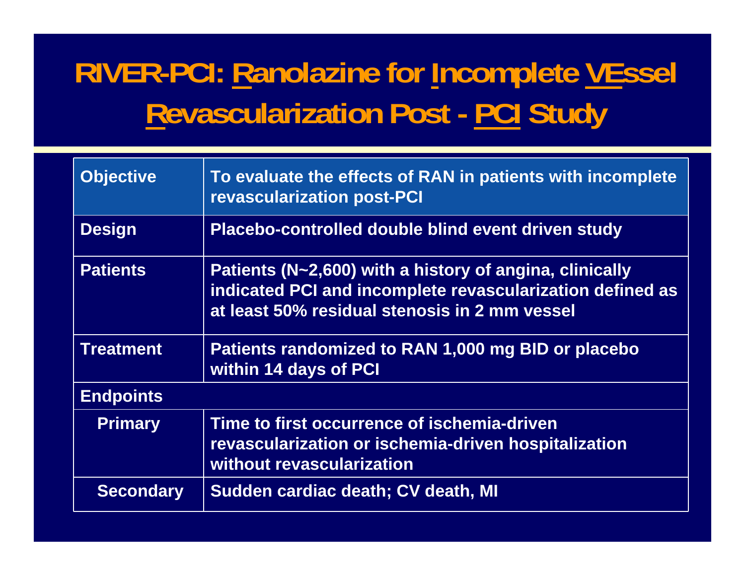# RIVER-PCI: Ranolazine for Incomplete VEssel Revascularization Post - PCI Study

| Objective | To evaluate the effects of RAN in patients with incomplete revascularization post-PCI |
|---|---|
| Design | Placebo-controlled double blind event driven study |
| Patients | Patients (N~2,600) with a history of angina, clinically indicated PCI and incomplete revascularization defined as at least 50% residual stenosis in 2 mm vessel |
| Treatment | Patients randomized to RAN 1,000 mg BID or placebo within 14 days of PCI |
| Endpoints | |
| Primary | Time to first occurrence of ischemia-driven revascularization or ischemia-driven hospitalization without revascularization |
| Secondary | Sudden cardiac death; CV death, MI |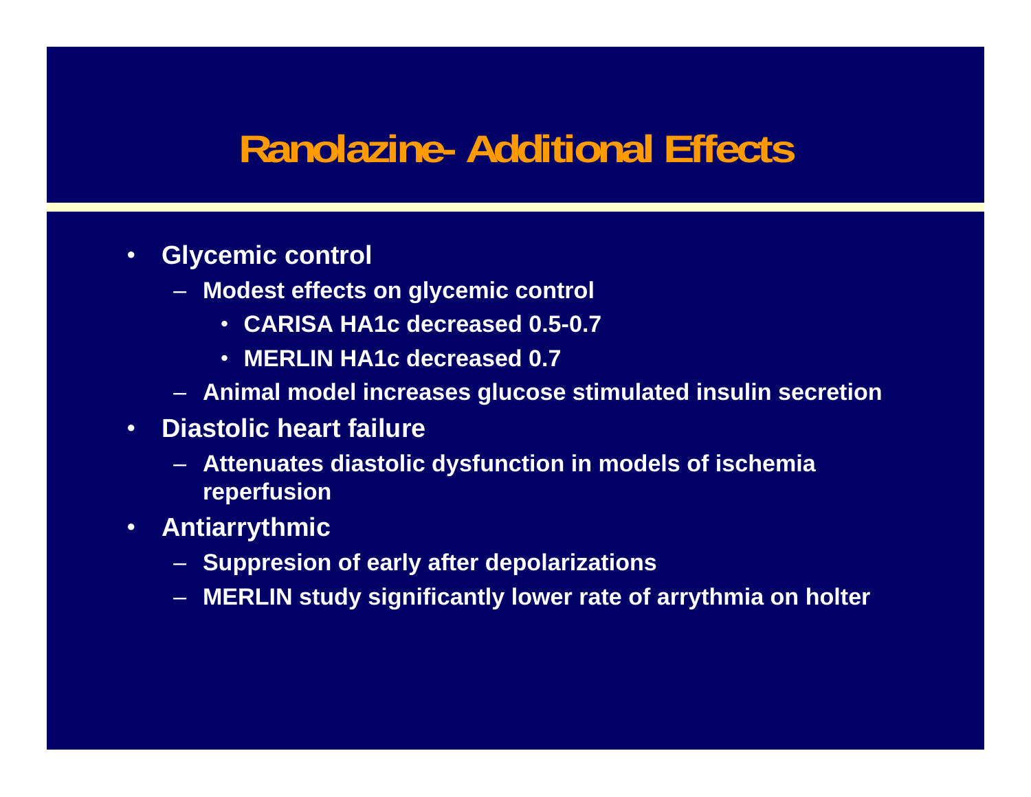# Ranolazine- Additional Effects

- **Glycemic control**
  - **Modest effects on glycemic control**
    - **CARISA HA1c decreased 0.5-0.7**
    - **MERLIN HA1c decreased 0.7**
  - **Animal model increases glucose stimulated insulin secretion**
- **Diastolic heart failure**
  - **Attenuates diastolic dysfunction in models of ischemia reperfusion**
- **Antiarrythmic**
  - **Suppresion of early after depolarizations**
  - **MERLIN study significantly lower rate of arrythmia on holter**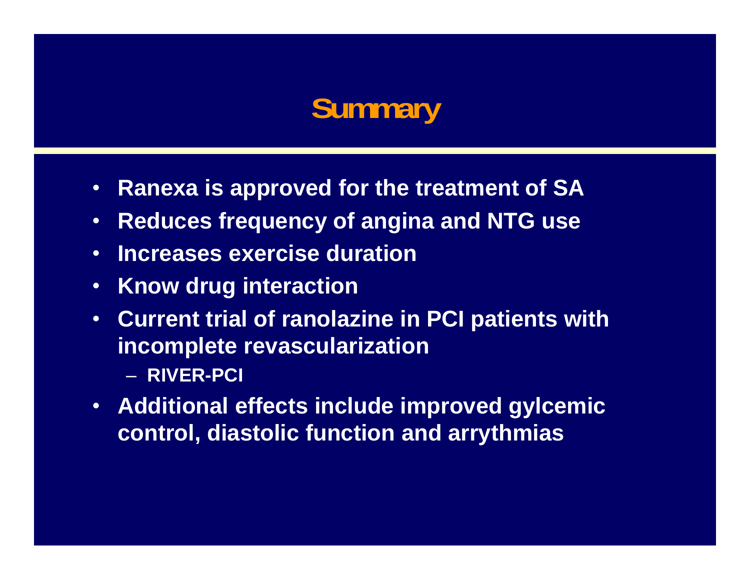# Summary

- **Ranexa is approved for the treatment of SA**
- **Reduces frequency of angina and NTG use**
- **Increases exercise duration**
- **Know drug interaction**
- **Current trial of ranolazine in PCI patients with incomplete revascularization**
  - **RIVER-PCI**
- **Additional effects include improved gylcemic control, diastolic function and arrythmias**